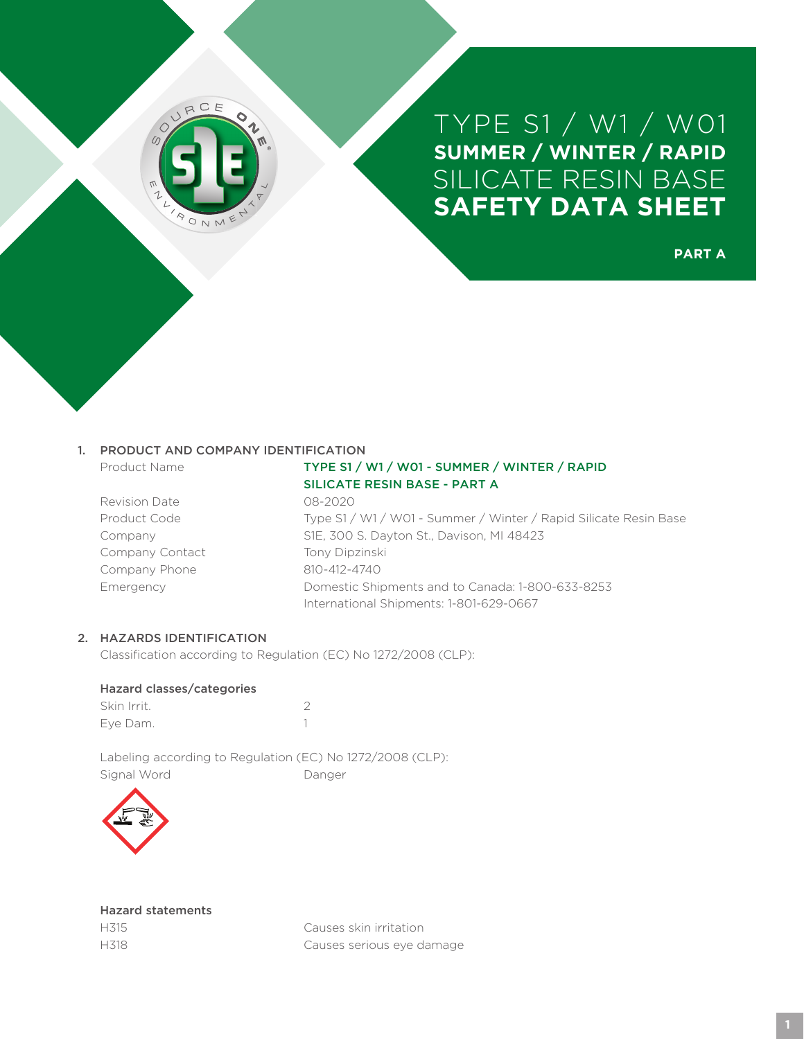# TYPE S1 / W1 / W01
# SUMMER / WINTER / RAPID
# SILICATE RESIN BASE
# SAFETY DATA SHEET

**PART A**

## 1. PRODUCT AND COMPANY IDENTIFICATION

| | |
|---|---|
| Product Name | **TYPE S1 / W1 / W01 - SUMMER / WINTER / RAPID SILICATE RESIN BASE - PART A** |
| Revision Date | 08-2020 |
| Product Code | Type S1 / W1 / W01 - Summer / Winter / Rapid Silicate Resin Base |
| Company | S1E, 300 S. Dayton St., Davison, MI 48423 |
| Company Contact | Tony Dipzinski |
| Company Phone | 810-412-4740 |
| Emergency | Domestic Shipments and to Canada: 1-800-633-8253<br>International Shipments: 1-801-629-0667 |

## 2. HAZARDS IDENTIFICATION

Classification according to Regulation (EC) No 1272/2008 (CLP):

**Hazard classes/categories**

| | |
|---|---|
| Skin Irrit. | 2 |
| Eye Dam. | 1 |

Labeling according to Regulation (EC) No 1272/2008 (CLP):

| | |
|---|---|
| Signal Word | Danger |

**Hazard statements**

| | |
|---|---|
| H315 | Causes skin irritation |
| H318 | Causes serious eye damage |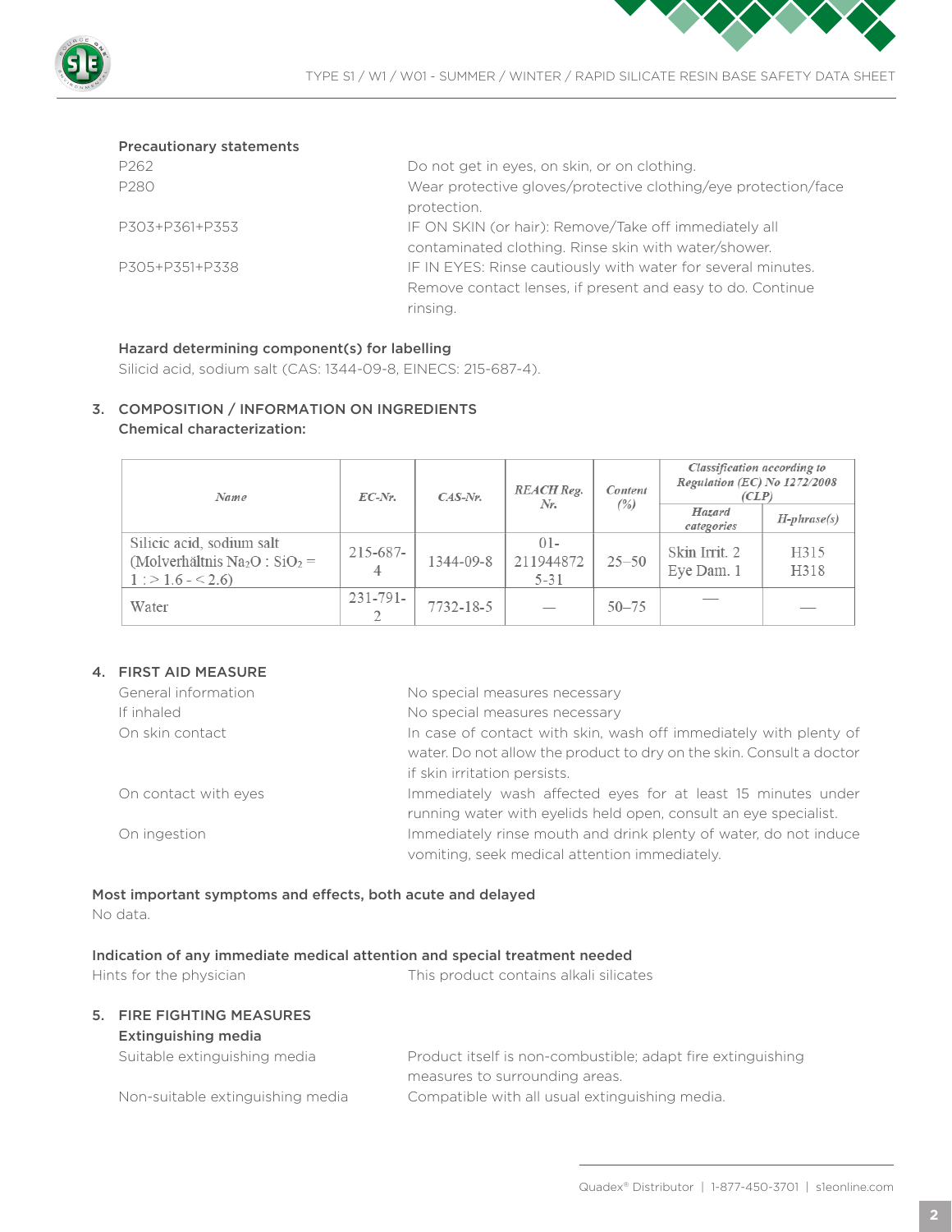### Precautionary statements

| | |
|---|---|
| P262 | Do not get in eyes, on skin, or on clothing. |
| P280 | Wear protective gloves/protective clothing/eye protection/face protection. |
| P303+P361+P353 | IF ON SKIN (or hair): Remove/Take off immediately all contaminated clothing. Rinse skin with water/shower. |
| P305+P351+P338 | IF IN EYES: Rinse cautiously with water for several minutes. Remove contact lenses, if present and easy to do. Continue rinsing. |

### Hazard determining component(s) for labelling

Silicid acid, sodium salt (CAS: 1344-09-8, EINECS: 215-687-4).

## 3. COMPOSITION / INFORMATION ON INGREDIENTS

### Chemical characterization:

| *Name* | *EC-Nr.* | *CAS-Nr.* | *REACH Reg. Nr.* | *Content (%)* | *Classification according to Regulation (EC) No 1272/2008 (CLP)* | |
|---|---|---|---|---|---|---|
| | | | | | *Hazard categories* | *H-phrase(s)* |
| Silicic acid, sodium salt (Molverhältnis $Na_2O$ : $SiO_2$ = 1 : > 1.6 - < 2.6) | 215-687-4 | 1344-09-8 | 01-2119448725-31 | 25–50 | Skin Irrit. 2 Eye Dam. 1 | H315 H318 |
| Water | 231-791-2 | 7732-18-5 | — | 50–75 | — | — |

## 4. FIRST AID MEASURE

| | |
|---|---|
| General information | No special measures necessary |
| If inhaled | No special measures necessary |
| On skin contact | In case of contact with skin, wash off immediately with plenty of water. Do not allow the product to dry on the skin. Consult a doctor if skin irritation persists. |
| On contact with eyes | Immediately wash affected eyes for at least 15 minutes under running water with eyelids held open, consult an eye specialist. |
| On ingestion | Immediately rinse mouth and drink plenty of water, do not induce vomiting, seek medical attention immediately. |

### Most important symptoms and effects, both acute and delayed

No data.

### Indication of any immediate medical attention and special treatment needed

| | |
|---|---|
| Hints for the physician | This product contains alkali silicates |

## 5. FIRE FIGHTING MEASURES

### Extinguishing media

| | |
|---|---|
| Suitable extinguishing media | Product itself is non-combustible; adapt fire extinguishing measures to surrounding areas. |
| Non-suitable extinguishing media | Compatible with all usual extinguishing media. |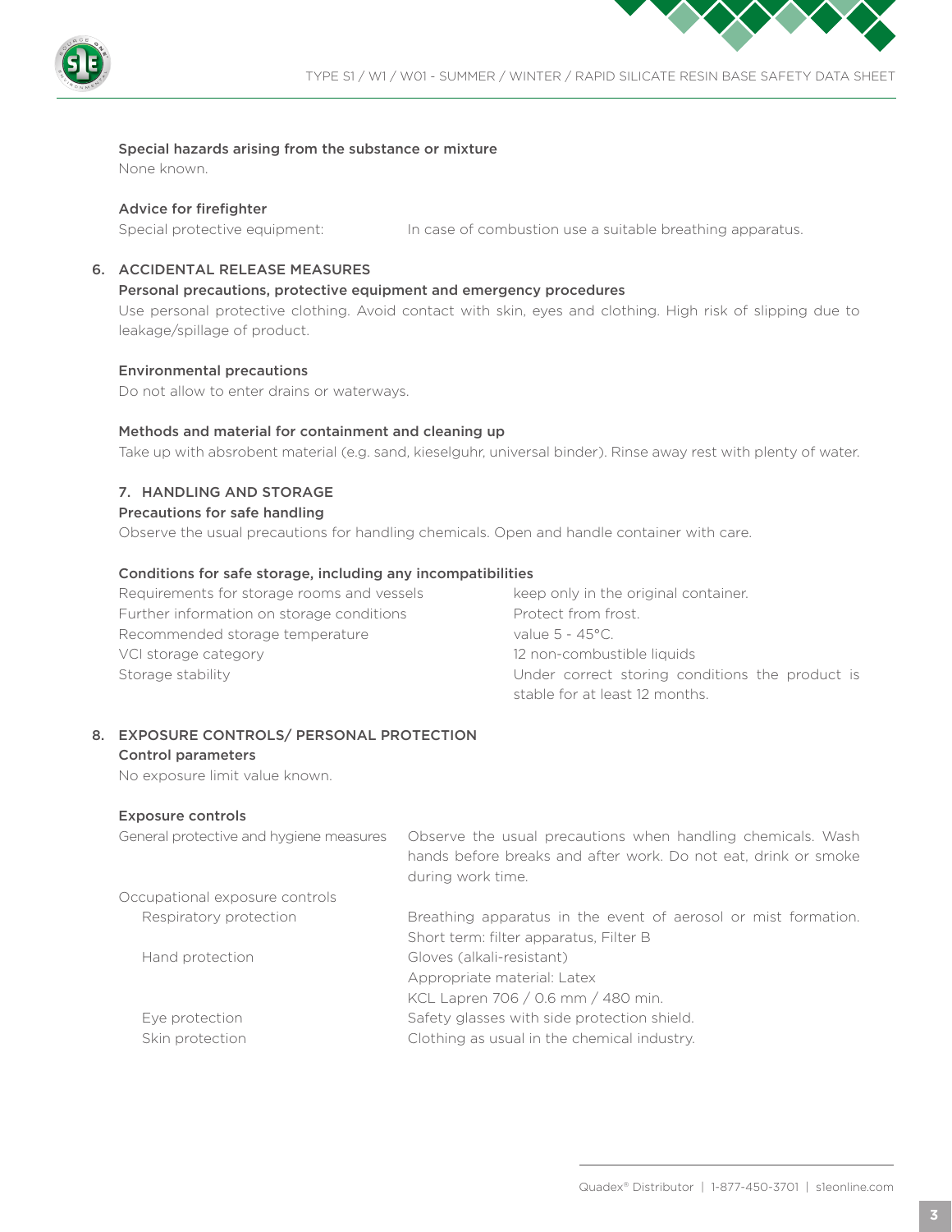### Special hazards arising from the substance or mixture

None known.

### Advice for firefighter

| | |
|---|---|
| Special protective equipment: | In case of combustion use a suitable breathing apparatus. |

## 6. ACCIDENTAL RELEASE MEASURES

### Personal precautions, protective equipment and emergency procedures

Use personal protective clothing. Avoid contact with skin, eyes and clothing. High risk of slipping due to leakage/spillage of product.

### Environmental precautions

Do not allow to enter drains or waterways.

### Methods and material for containment and cleaning up

Take up with absrobent material (e.g. sand, kieselguhr, universal binder). Rinse away rest with plenty of water.

## 7. HANDLING AND STORAGE

### Precautions for safe handling

Observe the usual precautions for handling chemicals. Open and handle container with care.

### Conditions for safe storage, including any incompatibilities

| | |
|---|---|
| Requirements for storage rooms and vessels | keep only in the original container. |
| Further information on storage conditions | Protect from frost. |
| Recommended storage temperature | value 5 - 45°C. |
| VCI storage category | 12 non-combustible liquids |
| Storage stability | Under correct storing conditions the product is stable for at least 12 months. |

## 8. EXPOSURE CONTROLS/ PERSONAL PROTECTION

### Control parameters

No exposure limit value known.

### Exposure controls

| | |
|---|---|
| General protective and hygiene measures | Observe the usual precautions when handling chemicals. Wash hands before breaks and after work. Do not eat, drink or smoke during work time. |
| Occupational exposure controls | |
| Respiratory protection | Breathing apparatus in the event of aerosol or mist formation. Short term: filter apparatus, Filter B |
| Hand protection | Gloves (alkali-resistant)<br>Appropriate material: Latex<br>KCL Lapren 706 / 0.6 mm / 480 min. |
| Eye protection | Safety glasses with side protection shield. |
| Skin protection | Clothing as usual in the chemical industry. |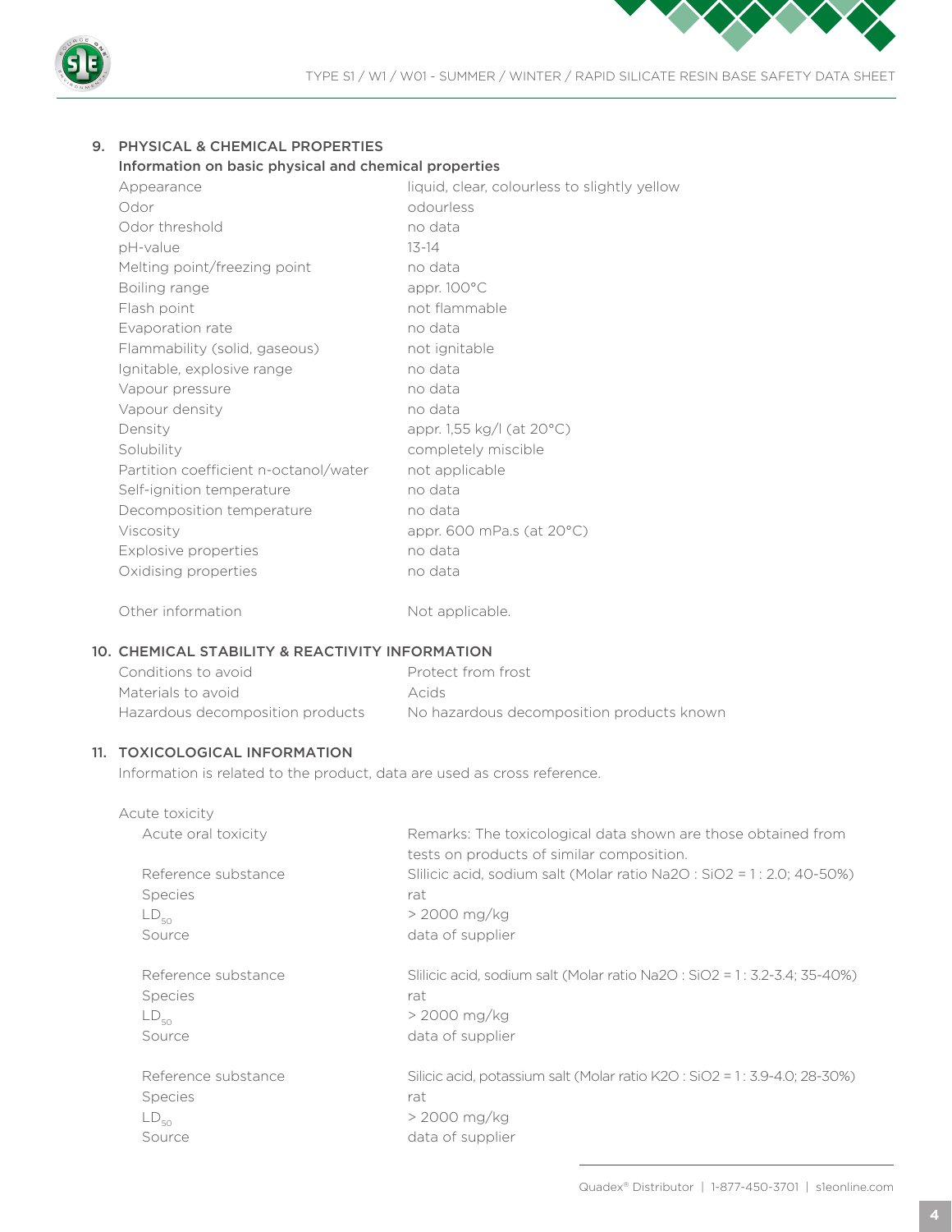## 9. PHYSICAL & CHEMICAL PROPERTIES

### Information on basic physical and chemical properties

| Property | Value |
|---|---|
| Appearance | liquid, clear, colourless to slightly yellow |
| Odor | odourless |
| Odor threshold | no data |
| pH-value | 13-14 |
| Melting point/freezing point | no data |
| Boiling range | appr. 100°C |
| Flash point | not flammable |
| Evaporation rate | no data |
| Flammability (solid, gaseous) | not ignitable |
| Ignitable, explosive range | no data |
| Vapour pressure | no data |
| Vapour density | no data |
| Density | appr. 1,55 kg/l (at 20°C) |
| Solubility | completely miscible |
| Partition coefficient n-octanol/water | not applicable |
| Self-ignition temperature | no data |
| Decomposition temperature | no data |
| Viscosity | appr. 600 mPa.s (at 20°C) |
| Explosive properties | no data |
| Oxidising properties | no data |

Other information: Not applicable.

## 10. CHEMICAL STABILITY & REACTIVITY INFORMATION

| | |
|---|---|
| Conditions to avoid | Protect from frost |
| Materials to avoid | Acids |
| Hazardous decomposition products | No hazardous decomposition products known |

## 11. TOXICOLOGICAL INFORMATION

Information is related to the product, data are used as cross reference.

**Acute toxicity**

Acute oral toxicity — Remarks: The toxicological data shown are those obtained from tests on products of similar composition.

| | |
|---|---|
| Reference substance | Slilicic acid, sodium salt (Molar ratio $Na_2O$ : $SiO_2$ = 1 : 2.0; 40-50%) |
| Species | rat |
| $LD_{50}$ | > 2000 mg/kg |
| Source | data of supplier |

| | |
|---|---|
| Reference substance | Slilicic acid, sodium salt (Molar ratio $Na_2O$ : $SiO_2$ = 1 : 3.2-3.4; 35-40%) |
| Species | rat |
| $LD_{50}$ | > 2000 mg/kg |
| Source | data of supplier |

| | |
|---|---|
| Reference substance | Silicic acid, potassium salt (Molar ratio $K_2O$ : $SiO_2$ = 1 : 3.9-4.0; 28-30%) |
| Species | rat |
| $LD_{50}$ | > 2000 mg/kg |
| Source | data of supplier |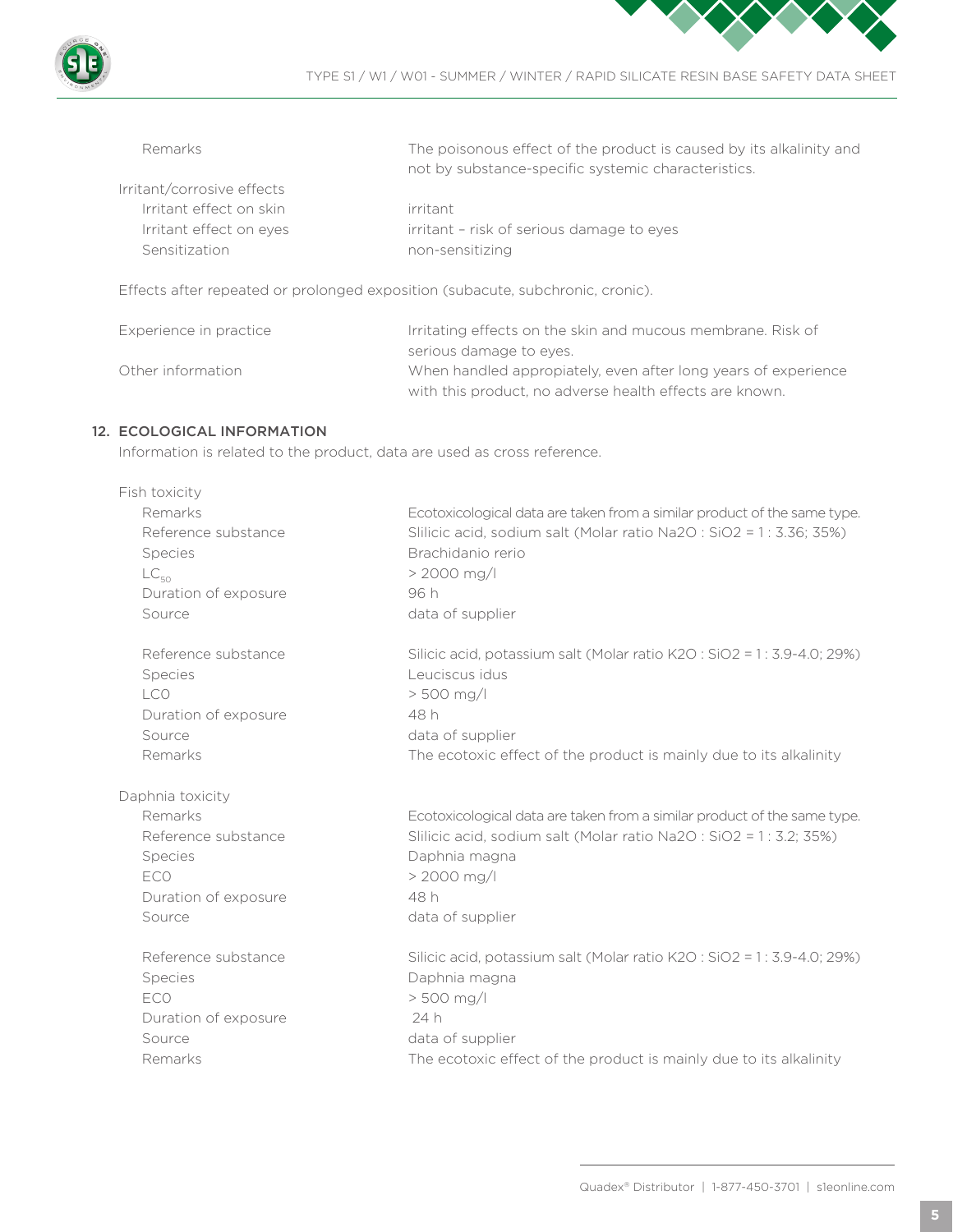| | |
|---|---|
| Remarks | The poisonous effect of the product is caused by its alkalinity and not by substance-specific systemic characteristics. |
| Irritant/corrosive effects | |
| Irritant effect on skin | irritant |
| Irritant effect on eyes | irritant – risk of serious damage to eyes |
| Sensitization | non-sensitizing |

Effects after repeated or prolonged exposition (subacute, subchronic, cronic).

| | |
|---|---|
| Experience in practice | Irritating effects on the skin and mucous membrane. Risk of serious damage to eyes. |
| Other information | When handled appropiately, even after long years of experience with this product, no adverse health effects are known. |

## 12. ECOLOGICAL INFORMATION

Information is related to the product, data are used as cross reference.

| | |
|---|---|
| **Fish toxicity** | |
| Remarks | Ecotoxicological data are taken from a similar product of the same type. |
| Reference substance | Slilicic acid, sodium salt (Molar ratio Na2O : SiO2 = 1 : 3.36; 35%) |
| Species | Brachidanio rerio |
| $LC_{50}$ | > 2000 mg/l |
| Duration of exposure | 96 h |
| Source | data of supplier |
| Reference substance | Silicic acid, potassium salt (Molar ratio K2O : SiO2 = 1 : 3.9-4.0; 29%) |
| Species | Leuciscus idus |
| LC0 | > 500 mg/l |
| Duration of exposure | 48 h |
| Source | data of supplier |
| Remarks | The ecotoxic effect of the product is mainly due to its alkalinity |
| **Daphnia toxicity** | |
| Remarks | Ecotoxicological data are taken from a similar product of the same type. |
| Reference substance | Slilicic acid, sodium salt (Molar ratio Na2O : SiO2 = 1 : 3.2; 35%) |
| Species | Daphnia magna |
| EC0 | > 2000 mg/l |
| Duration of exposure | 48 h |
| Source | data of supplier |
| Reference substance | Silicic acid, potassium salt (Molar ratio K2O : SiO2 = 1 : 3.9-4.0; 29%) |
| Species | Daphnia magna |
| EC0 | > 500 mg/l |
| Duration of exposure | 24 h |
| Source | data of supplier |
| Remarks | The ecotoxic effect of the product is mainly due to its alkalinity |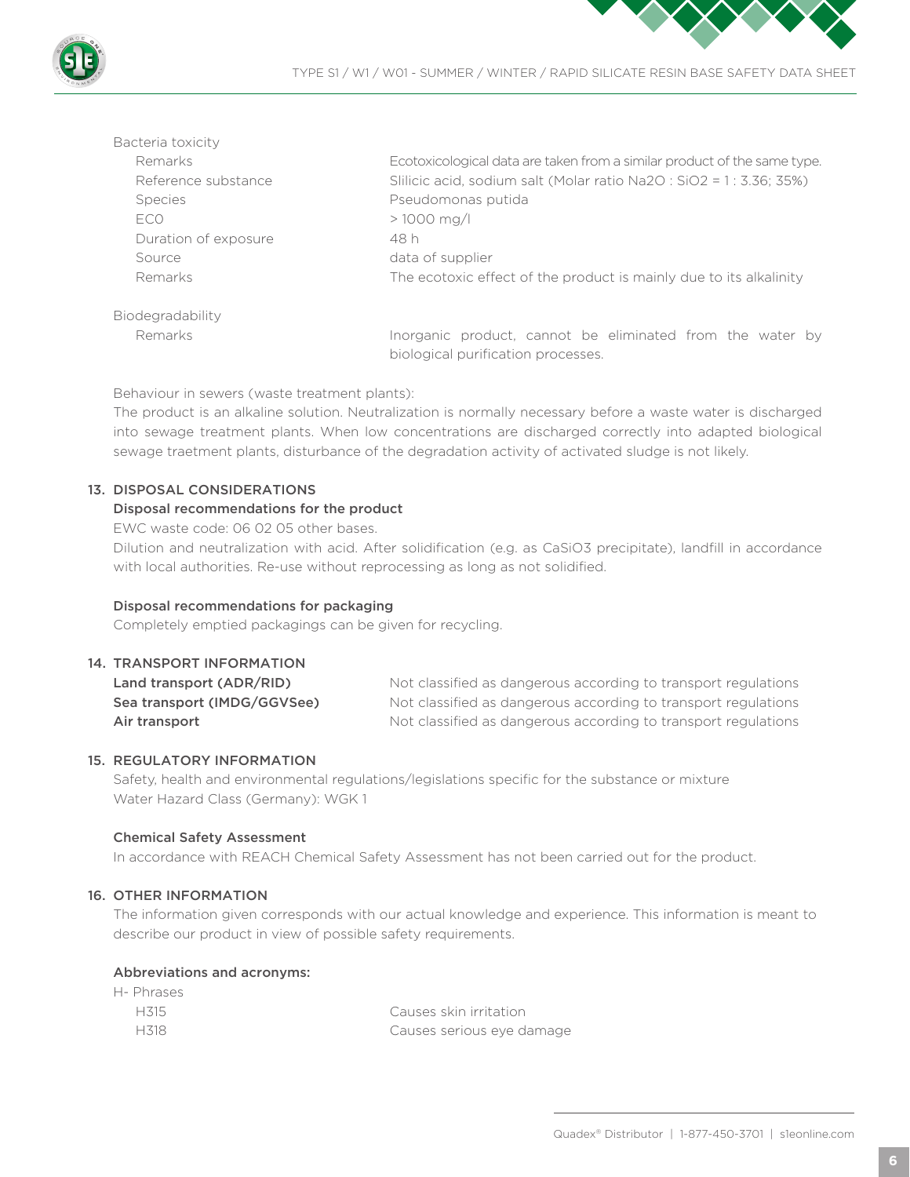Bacteria toxicity

| | |
|---|---|
| Remarks | Ecotoxicological data are taken from a similar product of the same type. |
| Reference substance | Slilicic acid, sodium salt (Molar ratio $Na_2O$ : $SiO_2$ = 1 : 3.36; 35%) |
| Species | Pseudomonas putida |
| EC0 | > 1000 mg/l |
| Duration of exposure | 48 h |
| Source | data of supplier |
| Remarks | The ecotoxic effect of the product is mainly due to its alkalinity |

Biodegradability

| | |
|---|---|
| Remarks | Inorganic product, cannot be eliminated from the water by biological purification processes. |

Behaviour in sewers (waste treatment plants):
The product is an alkaline solution. Neutralization is normally necessary before a waste water is discharged into sewage treatment plants. When low concentrations are discharged correctly into adapted biological sewage traetment plants, disturbance of the degradation activity of activated sludge is not likely.

## 13. DISPOSAL CONSIDERATIONS

### Disposal recommendations for the product

EWC waste code: 06 02 05 other bases.
Dilution and neutralization with acid. After solidification (e.g. as $CaSiO_3$ precipitate), landfill in accordance with local authorities. Re-use without reprocessing as long as not solidified.

### Disposal recommendations for packaging

Completely emptied packagings can be given for recycling.

## 14. TRANSPORT INFORMATION

| | |
|---|---|
| **Land transport (ADR/RID)** | Not classified as dangerous according to transport regulations |
| **Sea transport (IMDG/GGVSee)** | Not classified as dangerous according to transport regulations |
| **Air transport** | Not classified as dangerous according to transport regulations |

## 15. REGULATORY INFORMATION

Safety, health and environmental regulations/legislations specific for the substance or mixture
Water Hazard Class (Germany): WGK 1

### Chemical Safety Assessment

In accordance with REACH Chemical Safety Assessment has not been carried out for the product.

## 16. OTHER INFORMATION

The information given corresponds with our actual knowledge and experience. This information is meant to describe our product in view of possible safety requirements.

### Abbreviations and acronyms:

H- Phrases

| | |
|---|---|
| H315 | Causes skin irritation |
| H318 | Causes serious eye damage |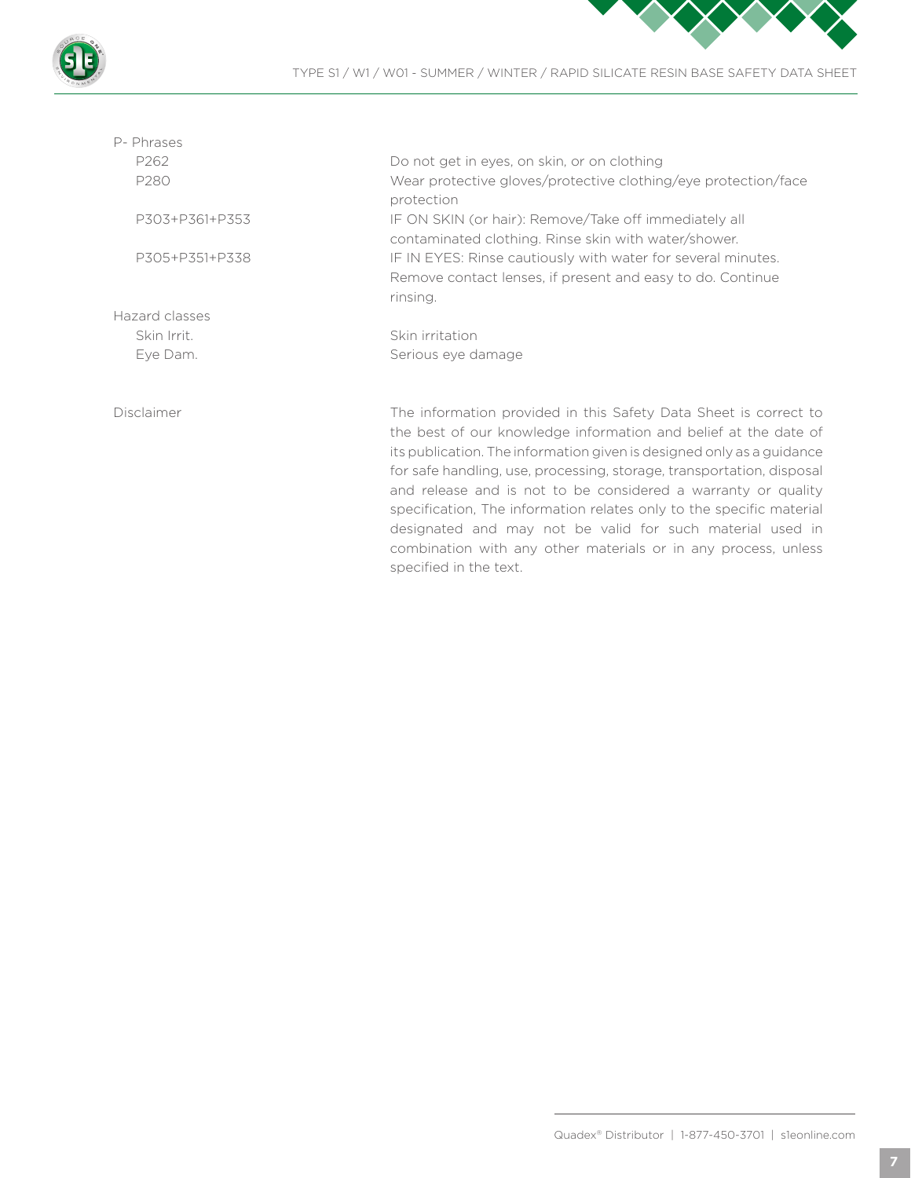P- Phrases

| | |
|---|---|
| P262 | Do not get in eyes, on skin, or on clothing |
| P280 | Wear protective gloves/protective clothing/eye protection/face protection |
| P303+P361+P353 | IF ON SKIN (or hair): Remove/Take off immediately all contaminated clothing. Rinse skin with water/shower. |
| P305+P351+P338 | IF IN EYES: Rinse cautiously with water for several minutes. Remove contact lenses, if present and easy to do. Continue rinsing. |

Hazard classes

| | |
|---|---|
| Skin Irrit. | Skin irritation |
| Eye Dam. | Serious eye damage |

Disclaimer

The information provided in this Safety Data Sheet is correct to the best of our knowledge information and belief at the date of its publication. The information given is designed only as a guidance for safe handling, use, processing, storage, transportation, disposal and release and is not to be considered a warranty or quality specification, The information relates only to the specific material designated and may not be valid for such material used in combination with any other materials or in any process, unless specified in the text.